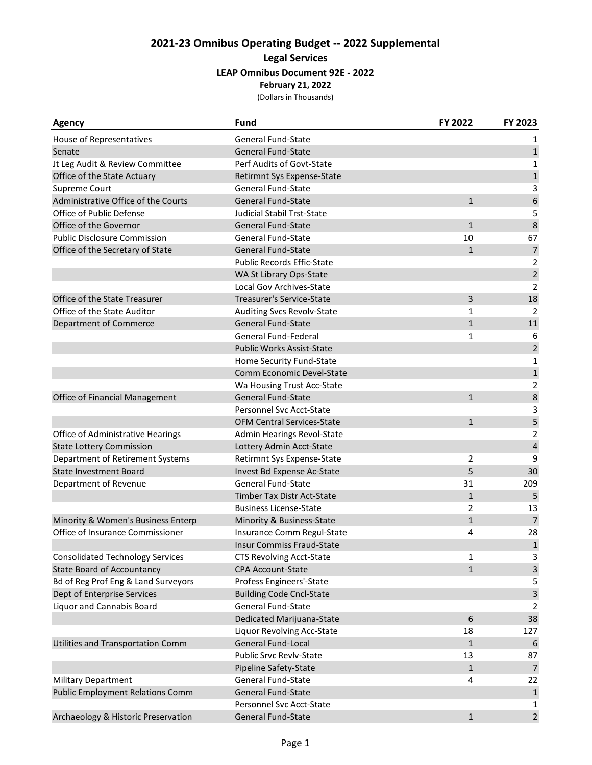# 2021-23 Omnibus Operating Budget -- 2022 Supplemental

## Legal Services

### LEAP Omnibus Document 92E - 2022

**February 21, 2022**

(Dollars in Thousands)

| Agency | Fund | FY 2022 | FY 2023 |
|---|---|---|---|
| House of Representatives | General Fund-State | | 1 |
| Senate | General Fund-State | | 1 |
| Jt Leg Audit & Review Committee | Perf Audits of Govt-State | | 1 |
| Office of the State Actuary | Retirmnt Sys Expense-State | | 1 |
| Supreme Court | General Fund-State | | 3 |
| Administrative Office of the Courts | General Fund-State | 1 | 6 |
| Office of Public Defense | Judicial Stabil Trst-State | | 5 |
| Office of the Governor | General Fund-State | 1 | 8 |
| Public Disclosure Commission | General Fund-State | 10 | 67 |
| Office of the Secretary of State | General Fund-State | 1 | 7 |
| | Public Records Effic-State | | 2 |
| | WA St Library Ops-State | | 2 |
| | Local Gov Archives-State | | 2 |
| Office of the State Treasurer | Treasurer's Service-State | 3 | 18 |
| Office of the State Auditor | Auditing Svcs Revolv-State | 1 | 2 |
| Department of Commerce | General Fund-State | 1 | 11 |
| | General Fund-Federal | 1 | 6 |
| | Public Works Assist-State | | 2 |
| | Home Security Fund-State | | 1 |
| | Comm Economic Devel-State | | 1 |
| | Wa Housing Trust Acc-State | | 2 |
| Office of Financial Management | General Fund-State | 1 | 8 |
| | Personnel Svc Acct-State | | 3 |
| | OFM Central Services-State | 1 | 5 |
| Office of Administrative Hearings | Admin Hearings Revol-State | | 2 |
| State Lottery Commission | Lottery Admin Acct-State | | 4 |
| Department of Retirement Systems | Retirmnt Sys Expense-State | 2 | 9 |
| State Investment Board | Invest Bd Expense Ac-State | 5 | 30 |
| Department of Revenue | General Fund-State | 31 | 209 |
| | Timber Tax Distr Act-State | 1 | 5 |
| | Business License-State | 2 | 13 |
| Minority & Women's Business Enterp | Minority & Business-State | 1 | 7 |
| Office of Insurance Commissioner | Insurance Comm Regul-State | 4 | 28 |
| | Insur Commiss Fraud-State | | 1 |
| Consolidated Technology Services | CTS Revolving Acct-State | 1 | 3 |
| State Board of Accountancy | CPA Account-State | 1 | 3 |
| Bd of Reg Prof Eng & Land Surveyors | Profess Engineers'-State | | 5 |
| Dept of Enterprise Services | Building Code Cncl-State | | 3 |
| Liquor and Cannabis Board | General Fund-State | | 2 |
| | Dedicated Marijuana-State | 6 | 38 |
| | Liquor Revolving Acc-State | 18 | 127 |
| Utilities and Transportation Comm | General Fund-Local | 1 | 6 |
| | Public Srvc Revlv-State | 13 | 87 |
| | Pipeline Safety-State | 1 | 7 |
| Military Department | General Fund-State | 4 | 22 |
| Public Employment Relations Comm | General Fund-State | | 1 |
| | Personnel Svc Acct-State | | 1 |
| Archaeology & Historic Preservation | General Fund-State | 1 | 2 |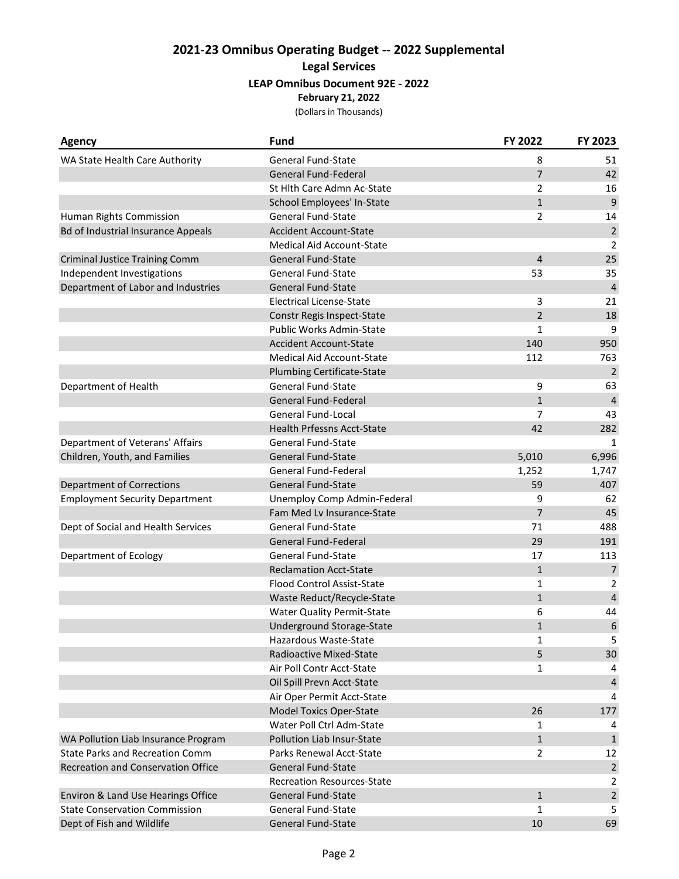## 2021-23 Omnibus Operating Budget -- 2022 Supplemental

### Legal Services

**LEAP Omnibus Document 92E - 2022**

**February 21, 2022**

(Dollars in Thousands)

| Agency | Fund | FY 2022 | FY 2023 |
|---|---|---|---|
| WA State Health Care Authority | General Fund-State | 8 | 51 |
| | General Fund-Federal | 7 | 42 |
| | St Hlth Care Admn Ac-State | 2 | 16 |
| | School Employees' In-State | 1 | 9 |
| Human Rights Commission | General Fund-State | 2 | 14 |
| Bd of Industrial Insurance Appeals | Accident Account-State | | 2 |
| | Medical Aid Account-State | | 2 |
| Criminal Justice Training Comm | General Fund-State | 4 | 25 |
| Independent Investigations | General Fund-State | 53 | 35 |
| Department of Labor and Industries | General Fund-State | | 4 |
| | Electrical License-State | 3 | 21 |
| | Constr Regis Inspect-State | 2 | 18 |
| | Public Works Admin-State | 1 | 9 |
| | Accident Account-State | 140 | 950 |
| | Medical Aid Account-State | 112 | 763 |
| | Plumbing Certificate-State | | 2 |
| Department of Health | General Fund-State | 9 | 63 |
| | General Fund-Federal | 1 | 4 |
| | General Fund-Local | 7 | 43 |
| | Health Prfessns Acct-State | 42 | 282 |
| Department of Veterans' Affairs | General Fund-State | | 1 |
| Children, Youth, and Families | General Fund-State | 5,010 | 6,996 |
| | General Fund-Federal | 1,252 | 1,747 |
| Department of Corrections | General Fund-State | 59 | 407 |
| Employment Security Department | Unemploy Comp Admin-Federal | 9 | 62 |
| | Fam Med Lv Insurance-State | 7 | 45 |
| Dept of Social and Health Services | General Fund-State | 71 | 488 |
| | General Fund-Federal | 29 | 191 |
| Department of Ecology | General Fund-State | 17 | 113 |
| | Reclamation Acct-State | 1 | 7 |
| | Flood Control Assist-State | 1 | 2 |
| | Waste Reduct/Recycle-State | 1 | 4 |
| | Water Quality Permit-State | 6 | 44 |
| | Underground Storage-State | 1 | 6 |
| | Hazardous Waste-State | 1 | 5 |
| | Radioactive Mixed-State | 5 | 30 |
| | Air Poll Contr Acct-State | 1 | 4 |
| | Oil Spill Prevn Acct-State | | 4 |
| | Air Oper Permit Acct-State | | 4 |
| | Model Toxics Oper-State | 26 | 177 |
| | Water Poll Ctrl Adm-State | 1 | 4 |
| WA Pollution Liab Insurance Program | Pollution Liab Insur-State | 1 | 1 |
| State Parks and Recreation Comm | Parks Renewal Acct-State | 2 | 12 |
| Recreation and Conservation Office | General Fund-State | | 2 |
| | Recreation Resources-State | | 2 |
| Environ & Land Use Hearings Office | General Fund-State | 1 | 2 |
| State Conservation Commission | General Fund-State | 1 | 5 |
| Dept of Fish and Wildlife | General Fund-State | 10 | 69 |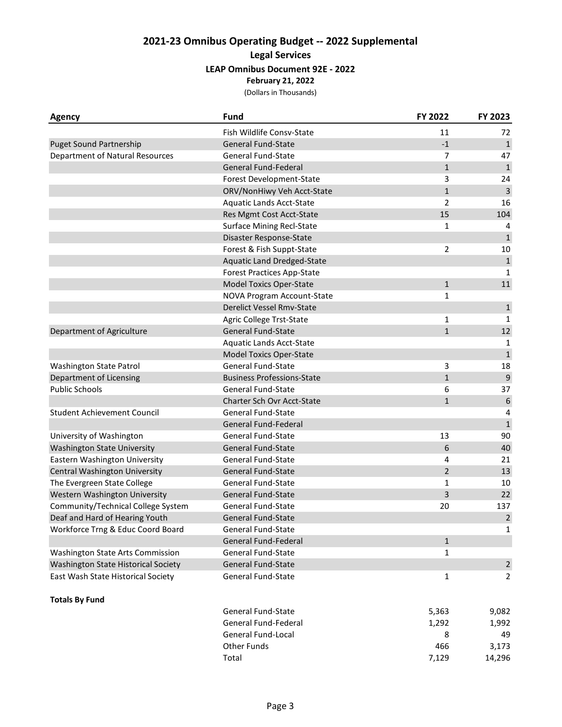## 2021-23 Omnibus Operating Budget -- 2022 Supplemental

### Legal Services

**LEAP Omnibus Document 92E - 2022**

**February 21, 2022**

(Dollars in Thousands)

| Agency | Fund | FY 2022 | FY 2023 |
|---|---|---|---|
| | Fish Wildlife Consv-State | 11 | 72 |
| Puget Sound Partnership | General Fund-State | -1 | 1 |
| Department of Natural Resources | General Fund-State | 7 | 47 |
| | General Fund-Federal | 1 | 1 |
| | Forest Development-State | 3 | 24 |
| | ORV/NonHiwy Veh Acct-State | 1 | 3 |
| | Aquatic Lands Acct-State | 2 | 16 |
| | Res Mgmt Cost Acct-State | 15 | 104 |
| | Surface Mining Recl-State | 1 | 4 |
| | Disaster Response-State | | 1 |
| | Forest & Fish Suppt-State | 2 | 10 |
| | Aquatic Land Dredged-State | | 1 |
| | Forest Practices App-State | | 1 |
| | Model Toxics Oper-State | 1 | 11 |
| | NOVA Program Account-State | 1 | |
| | Derelict Vessel Rmv-State | | 1 |
| | Agric College Trst-State | 1 | 1 |
| Department of Agriculture | General Fund-State | 1 | 12 |
| | Aquatic Lands Acct-State | | 1 |
| | Model Toxics Oper-State | | 1 |
| Washington State Patrol | General Fund-State | 3 | 18 |
| Department of Licensing | Business Professions-State | 1 | 9 |
| Public Schools | General Fund-State | 6 | 37 |
| | Charter Sch Ovr Acct-State | 1 | 6 |
| Student Achievement Council | General Fund-State | | 4 |
| | General Fund-Federal | | 1 |
| University of Washington | General Fund-State | 13 | 90 |
| Washington State University | General Fund-State | 6 | 40 |
| Eastern Washington University | General Fund-State | 4 | 21 |
| Central Washington University | General Fund-State | 2 | 13 |
| The Evergreen State College | General Fund-State | 1 | 10 |
| Western Washington University | General Fund-State | 3 | 22 |
| Community/Technical College System | General Fund-State | 20 | 137 |
| Deaf and Hard of Hearing Youth | General Fund-State | | 2 |
| Workforce Trng & Educ Coord Board | General Fund-State | | 1 |
| | General Fund-Federal | 1 | |
| Washington State Arts Commission | General Fund-State | 1 | |
| Washington State Historical Society | General Fund-State | | 2 |
| East Wash State Historical Society | General Fund-State | 1 | 2 |

**Totals By Fund**

| | Fund | FY 2022 | FY 2023 |
|---|---|---|---|
| | General Fund-State | 5,363 | 9,082 |
| | General Fund-Federal | 1,292 | 1,992 |
| | General Fund-Local | 8 | 49 |
| | Other Funds | 466 | 3,173 |
| | Total | 7,129 | 14,296 |